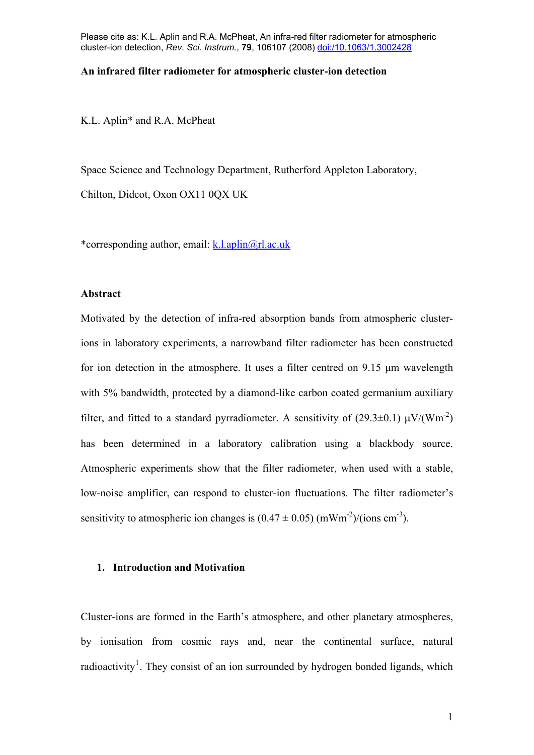Please cite as: K.L. Aplin and R.A. McPheat, An infra-red filter radiometer for atmospheric cluster-ion detection, *Rev. Sci. Instrum.*, **79**, 106107 (2008) doi:/10.1063/1.3002428

**An infrared filter radiometer for atmospheric cluster-ion detection**

K.L. Aplin* and R.A. McPheat

Space Science and Technology Department, Rutherford Appleton Laboratory, Chilton, Didcot, Oxon OX11 0QX UK

*corresponding author, email: k.l.aplin@rl.ac.uk

## Abstract

Motivated by the detection of infra-red absorption bands from atmospheric cluster-ions in laboratory experiments, a narrowband filter radiometer has been constructed for ion detection in the atmosphere. It uses a filter centred on 9.15 μm wavelength with 5% bandwidth, protected by a diamond-like carbon coated germanium auxiliary filter, and fitted to a standard pyrradiometer. A sensitivity of (29.3±0.1) $\mu V/(Wm^{-2})$ has been determined in a laboratory calibration using a blackbody source. Atmospheric experiments show that the filter radiometer, when used with a stable, low-noise amplifier, can respond to cluster-ion fluctuations. The filter radiometer's sensitivity to atmospheric ion changes is (0.47 ± 0.05) $(mWm^{-2})/(ions\ cm^{-3})$.

## 1. Introduction and Motivation

Cluster-ions are formed in the Earth's atmosphere, and other planetary atmospheres, by ionisation from cosmic rays and, near the continental surface, natural radioactivity[1]. They consist of an ion surrounded by hydrogen bonded ligands, which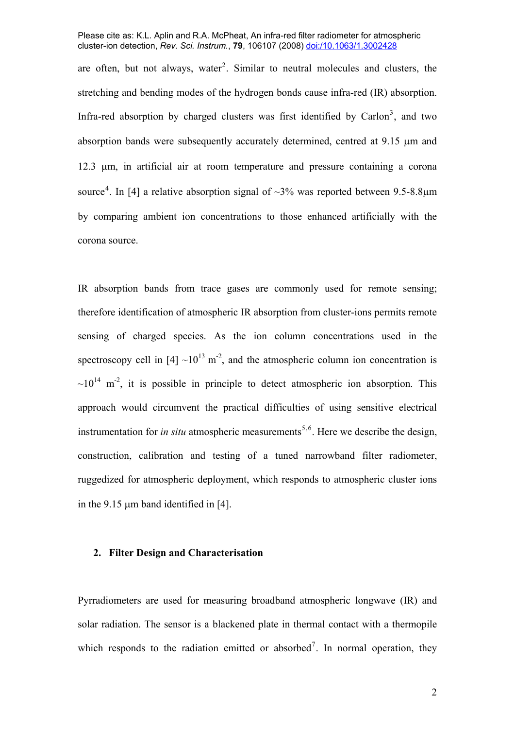are often, but not always, water[2]. Similar to neutral molecules and clusters, the stretching and bending modes of the hydrogen bonds cause infra-red (IR) absorption. Infra-red absorption by charged clusters was first identified by Carlon[3], and two absorption bands were subsequently accurately determined, centred at 9.15 μm and 12.3 μm, in artificial air at room temperature and pressure containing a corona source[4]. In [4] a relative absorption signal of ~3% was reported between 9.5-8.8μm by comparing ambient ion concentrations to those enhanced artificially with the corona source.

IR absorption bands from trace gases are commonly used for remote sensing; therefore identification of atmospheric IR absorption from cluster-ions permits remote sensing of charged species. As the ion column concentrations used in the spectroscopy cell in [4] ~$10^{13}$ $m^{-2}$, and the atmospheric column ion concentration is ~$10^{14}$ $m^{-2}$, it is possible in principle to detect atmospheric ion absorption. This approach would circumvent the practical difficulties of using sensitive electrical instrumentation for *in situ* atmospheric measurements[5,6]. Here we describe the design, construction, calibration and testing of a tuned narrowband filter radiometer, ruggedized for atmospheric deployment, which responds to atmospheric cluster ions in the 9.15 μm band identified in [4].

## 2. Filter Design and Characterisation

Pyrradiometers are used for measuring broadband atmospheric longwave (IR) and solar radiation. The sensor is a blackened plate in thermal contact with a thermopile which responds to the radiation emitted or absorbed[7]. In normal operation, they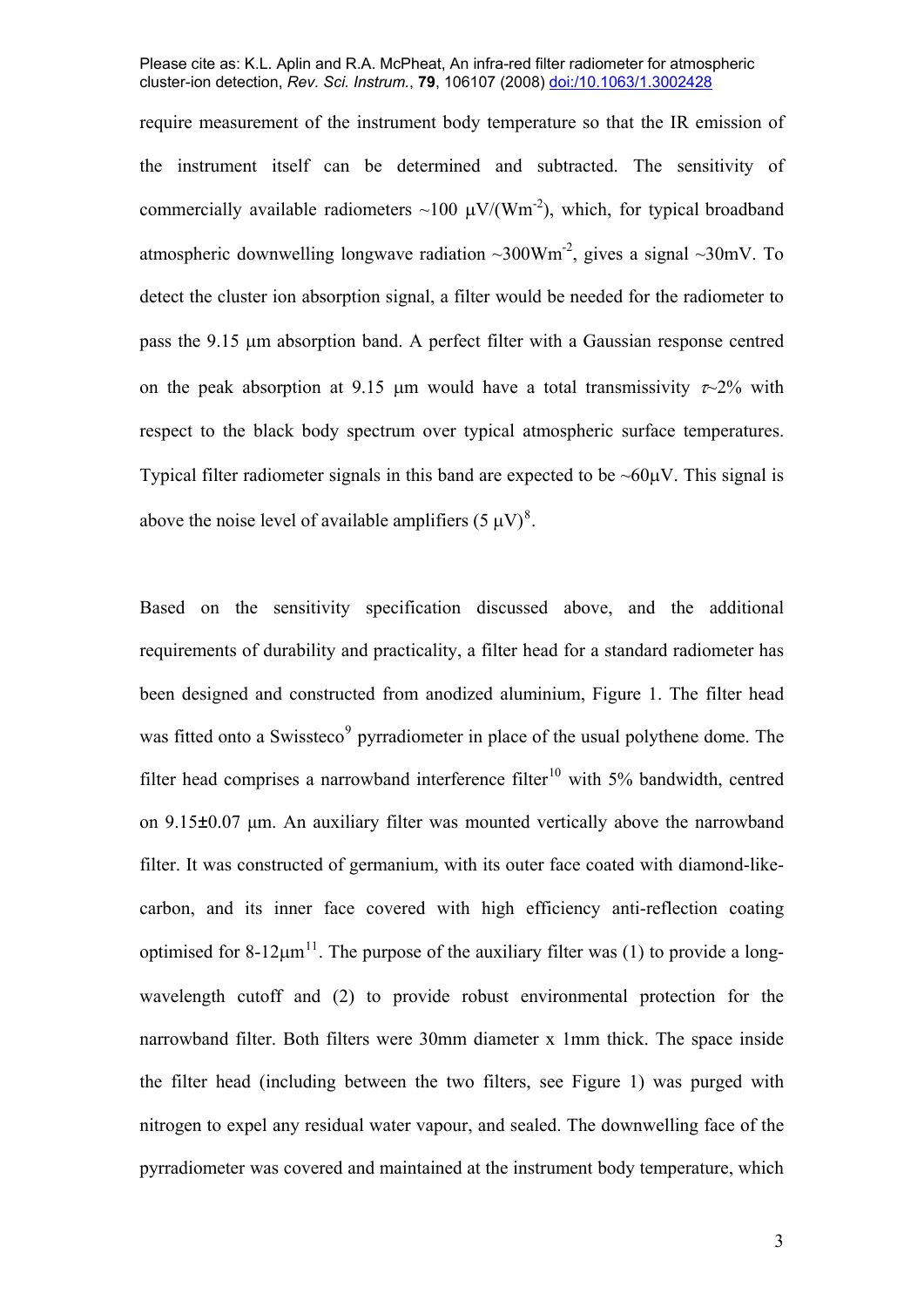require measurement of the instrument body temperature so that the IR emission of the instrument itself can be determined and subtracted. The sensitivity of commercially available radiometers ~100 μV/(Wm$^{-2}$), which, for typical broadband atmospheric downwelling longwave radiation ~300Wm$^{-2}$, gives a signal ~30mV. To detect the cluster ion absorption signal, a filter would be needed for the radiometer to pass the 9.15 μm absorption band. A perfect filter with a Gaussian response centred on the peak absorption at 9.15 μm would have a total transmissivity $\tau$~2% with respect to the black body spectrum over typical atmospheric surface temperatures. Typical filter radiometer signals in this band are expected to be ~60μV. This signal is above the noise level of available amplifiers (5 μV)[8].

Based on the sensitivity specification discussed above, and the additional requirements of durability and practicality, a filter head for a standard radiometer has been designed and constructed from anodized aluminium, Figure 1. The filter head was fitted onto a Swissteco[9] pyrradiometer in place of the usual polythene dome. The filter head comprises a narrowband interference filter[10] with 5% bandwidth, centred on 9.15±0.07 μm. An auxiliary filter was mounted vertically above the narrowband filter. It was constructed of germanium, with its outer face coated with diamond-like-carbon, and its inner face covered with high efficiency anti-reflection coating optimised for 8-12μm[11]. The purpose of the auxiliary filter was (1) to provide a long-wavelength cutoff and (2) to provide robust environmental protection for the narrowband filter. Both filters were 30mm diameter x 1mm thick. The space inside the filter head (including between the two filters, see Figure 1) was purged with nitrogen to expel any residual water vapour, and sealed. The downwelling face of the pyrradiometer was covered and maintained at the instrument body temperature, which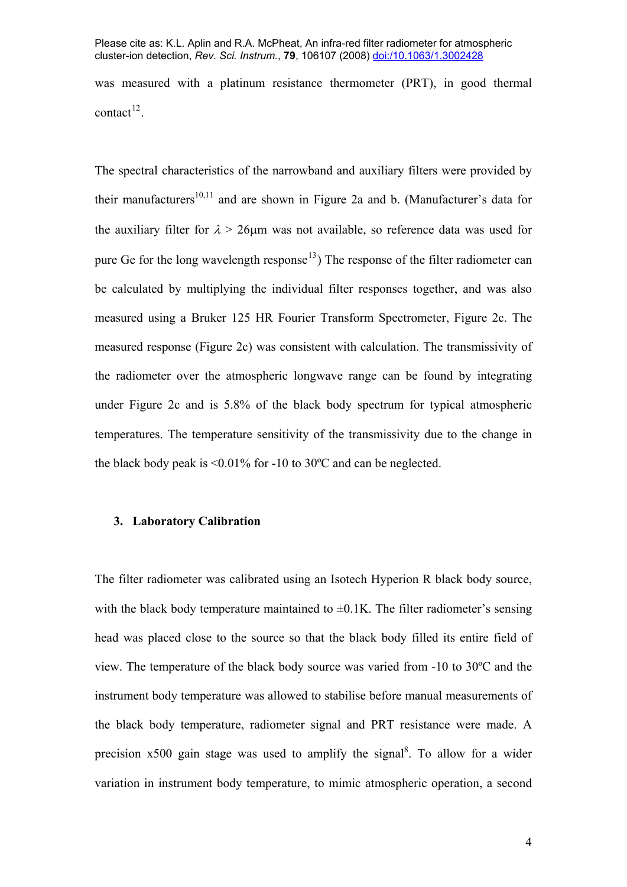was measured with a platinum resistance thermometer (PRT), in good thermal contact[12].

The spectral characteristics of the narrowband and auxiliary filters were provided by their manufacturers[10,11] and are shown in Figure 2a and b. (Manufacturer's data for the auxiliary filter for $\lambda$ > 26μm was not available, so reference data was used for pure Ge for the long wavelength response[13]) The response of the filter radiometer can be calculated by multiplying the individual filter responses together, and was also measured using a Bruker 125 HR Fourier Transform Spectrometer, Figure 2c. The measured response (Figure 2c) was consistent with calculation. The transmissivity of the radiometer over the atmospheric longwave range can be found by integrating under Figure 2c and is 5.8% of the black body spectrum for typical atmospheric temperatures. The temperature sensitivity of the transmissivity due to the change in the black body peak is <0.01% for -10 to 30ºC and can be neglected.

## 3. Laboratory Calibration

The filter radiometer was calibrated using an Isotech Hyperion R black body source, with the black body temperature maintained to ±0.1K. The filter radiometer's sensing head was placed close to the source so that the black body filled its entire field of view. The temperature of the black body source was varied from -10 to 30ºC and the instrument body temperature was allowed to stabilise before manual measurements of the black body temperature, radiometer signal and PRT resistance were made. A precision x500 gain stage was used to amplify the signal[8]. To allow for a wider variation in instrument body temperature, to mimic atmospheric operation, a second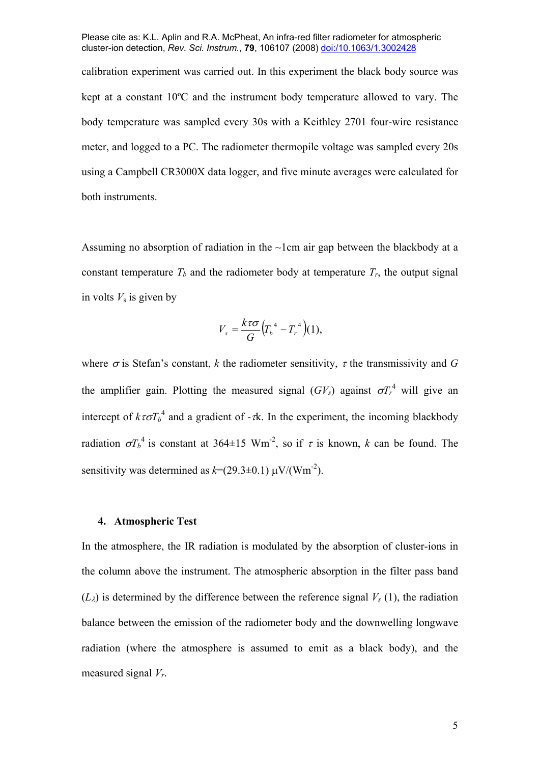calibration experiment was carried out. In this experiment the black body source was kept at a constant 10ºC and the instrument body temperature allowed to vary. The body temperature was sampled every 30s with a Keithley 2701 four-wire resistance meter, and logged to a PC. The radiometer thermopile voltage was sampled every 20s using a Campbell CR3000X data logger, and five minute averages were calculated for both instruments.

Assuming no absorption of radiation in the ~1cm air gap between the blackbody at a constant temperature $T_b$ and the radiometer body at temperature $T_r$, the output signal in volts $V_s$ is given by

$$V_s = \frac{k\tau\sigma}{G}\left(T_b^{\ 4} - T_r^{\ 4}\right)(1),$$

where $\sigma$ is Stefan's constant, $k$ the radiometer sensitivity, $\tau$ the transmissivity and $G$ the amplifier gain. Plotting the measured signal ($GV_s$) against $\sigma T_r^4$ will give an intercept of $k\tau\sigma T_b^4$ and a gradient of $-\tau k$. In the experiment, the incoming blackbody radiation $\sigma T_b^4$ is constant at 364±15 Wm$^{-2}$, so if $\tau$ is known, $k$ can be found. The sensitivity was determined as $k$=(29.3±0.1) μV/(Wm$^{-2}$).

## 4. Atmospheric Test

In the atmosphere, the IR radiation is modulated by the absorption of cluster-ions in the column above the instrument. The atmospheric absorption in the filter pass band ($L_\lambda$) is determined by the difference between the reference signal $V_s$ (1), the radiation balance between the emission of the radiometer body and the downwelling longwave radiation (where the atmosphere is assumed to emit as a black body), and the measured signal $V_r$.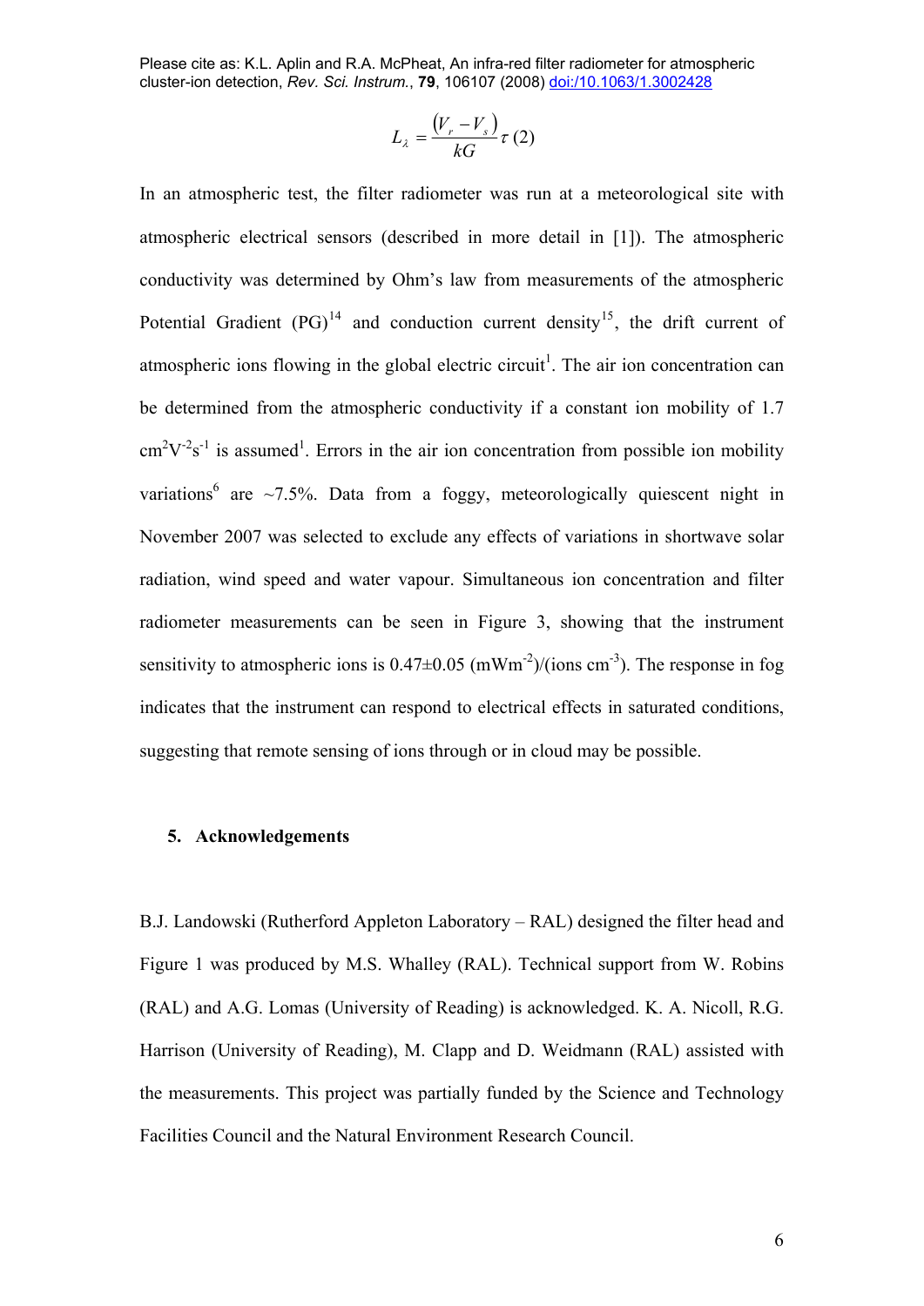$$L_\lambda = \frac{(V_r - V_s)}{kG}\tau \quad (2)$$

In an atmospheric test, the filter radiometer was run at a meteorological site with atmospheric electrical sensors (described in more detail in [1]). The atmospheric conductivity was determined by Ohm's law from measurements of the atmospheric Potential Gradient (PG)[14] and conduction current density[15], the drift current of atmospheric ions flowing in the global electric circuit[1]. The air ion concentration can be determined from the atmospheric conductivity if a constant ion mobility of 1.7 $cm^2V^{-2}s^{-1}$ is assumed[1]. Errors in the air ion concentration from possible ion mobility variations[6] are ~7.5%. Data from a foggy, meteorologically quiescent night in November 2007 was selected to exclude any effects of variations in shortwave solar radiation, wind speed and water vapour. Simultaneous ion concentration and filter radiometer measurements can be seen in Figure 3, showing that the instrument sensitivity to atmospheric ions is 0.47±0.05 ($mWm^{-2}$)/(ions $cm^{-3}$). The response in fog indicates that the instrument can respond to electrical effects in saturated conditions, suggesting that remote sensing of ions through or in cloud may be possible.

## 5. Acknowledgements

B.J. Landowski (Rutherford Appleton Laboratory – RAL) designed the filter head and Figure 1 was produced by M.S. Whalley (RAL). Technical support from W. Robins (RAL) and A.G. Lomas (University of Reading) is acknowledged. K. A. Nicoll, R.G. Harrison (University of Reading), M. Clapp and D. Weidmann (RAL) assisted with the measurements. This project was partially funded by the Science and Technology Facilities Council and the Natural Environment Research Council.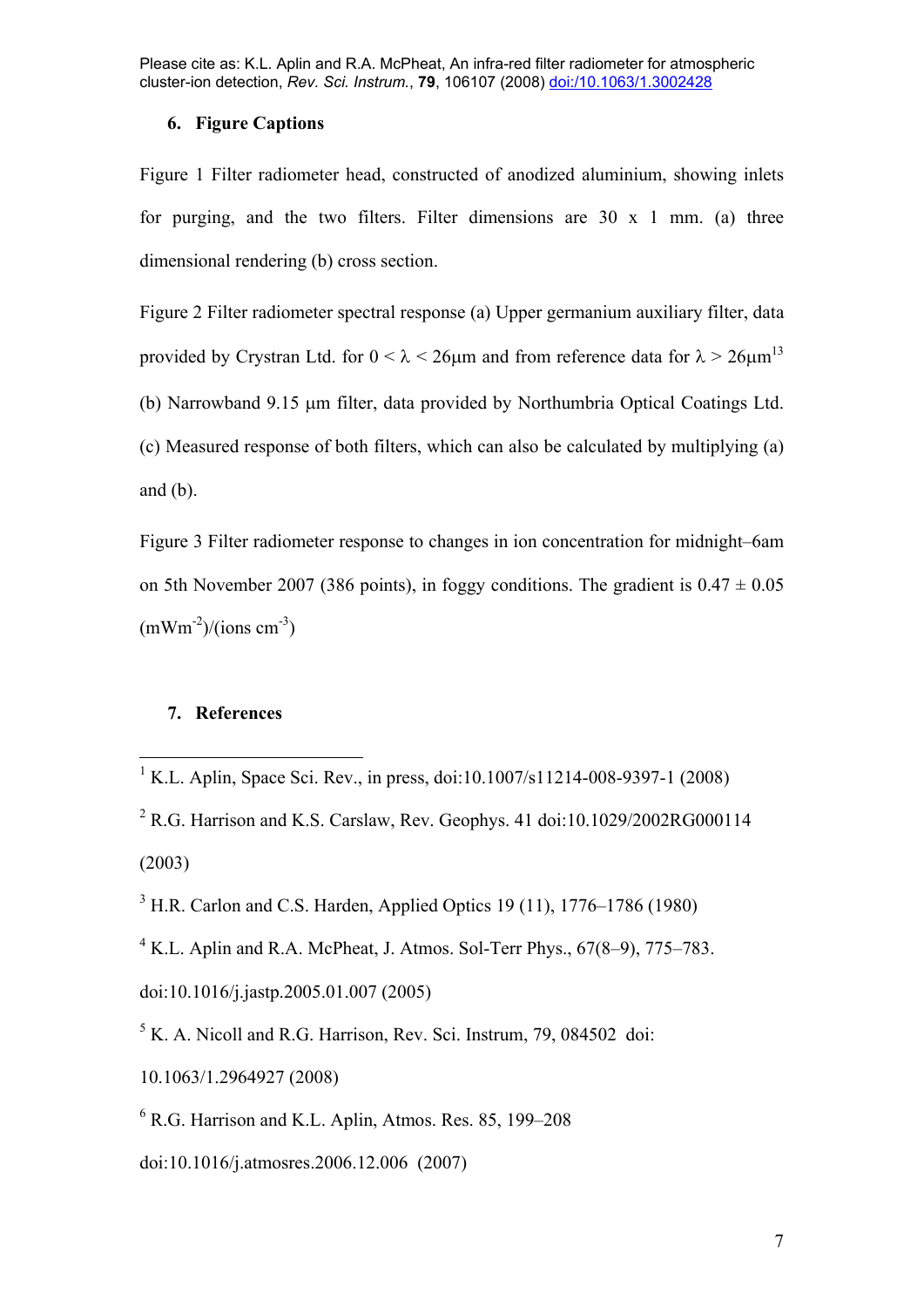## 6. Figure Captions

Figure 1 Filter radiometer head, constructed of anodized aluminium, showing inlets for purging, and the two filters. Filter dimensions are 30 x 1 mm. (a) three dimensional rendering (b) cross section.

Figure 2 Filter radiometer spectral response (a) Upper germanium auxiliary filter, data provided by Crystran Ltd. for $0 < \lambda < 26\mu m$ and from reference data for $\lambda > 26\mu m$[13] (b) Narrowband 9.15 μm filter, data provided by Northumbria Optical Coatings Ltd. (c) Measured response of both filters, which can also be calculated by multiplying (a) and (b).

Figure 3 Filter radiometer response to changes in ion concentration for midnight–6am on 5th November 2007 (386 points), in foggy conditions. The gradient is $0.47 \pm 0.05$ $(mWm^{-2})/(ions\ cm^{-3})$

## 7. References

[1] K.L. Aplin, Space Sci. Rev., in press, doi:10.1007/s11214-008-9397-1 (2008)

[2] R.G. Harrison and K.S. Carslaw, Rev. Geophys. 41 doi:10.1029/2002RG000114 (2003)

[3] H.R. Carlon and C.S. Harden, Applied Optics 19 (11), 1776–1786 (1980)

[4] K.L. Aplin and R.A. McPheat, J. Atmos. Sol-Terr Phys., 67(8–9), 775–783. doi:10.1016/j.jastp.2005.01.007 (2005)

[5] K. A. Nicoll and R.G. Harrison, Rev. Sci. Instrum, 79, 084502 doi: 10.1063/1.2964927 (2008)

[6] R.G. Harrison and K.L. Aplin, Atmos. Res. 85, 199–208 doi:10.1016/j.atmosres.2006.12.006 (2007)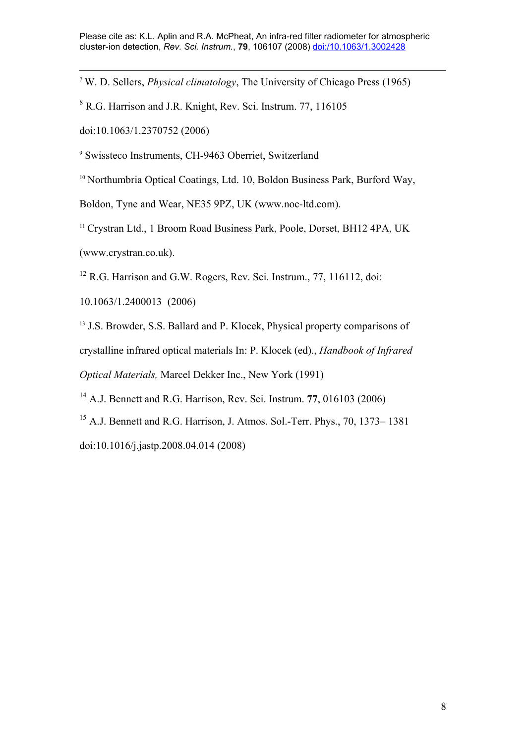[7] W. D. Sellers, *Physical climatology*, The University of Chicago Press (1965)

[8] R.G. Harrison and J.R. Knight, Rev. Sci. Instrum. 77, 116105 doi:10.1063/1.2370752 (2006)

[9] Swissteco Instruments, CH-9463 Oberriet, Switzerland

[10] Northumbria Optical Coatings, Ltd. 10, Boldon Business Park, Burford Way, Boldon, Tyne and Wear, NE35 9PZ, UK (www.noc-ltd.com).

[11] Crystran Ltd., 1 Broom Road Business Park, Poole, Dorset, BH12 4PA, UK (www.crystran.co.uk).

[12] R.G. Harrison and G.W. Rogers, Rev. Sci. Instrum., 77, 116112, doi: 10.1063/1.2400013 (2006)

[13] J.S. Browder, S.S. Ballard and P. Klocek, Physical property comparisons of crystalline infrared optical materials In: P. Klocek (ed)., *Handbook of Infrared Optical Materials,* Marcel Dekker Inc., New York (1991)

[14] A.J. Bennett and R.G. Harrison, Rev. Sci. Instrum. **77**, 016103 (2006)

[15] A.J. Bennett and R.G. Harrison, J. Atmos. Sol.-Terr. Phys., 70, 1373– 1381 doi:10.1016/j.jastp.2008.04.014 (2008)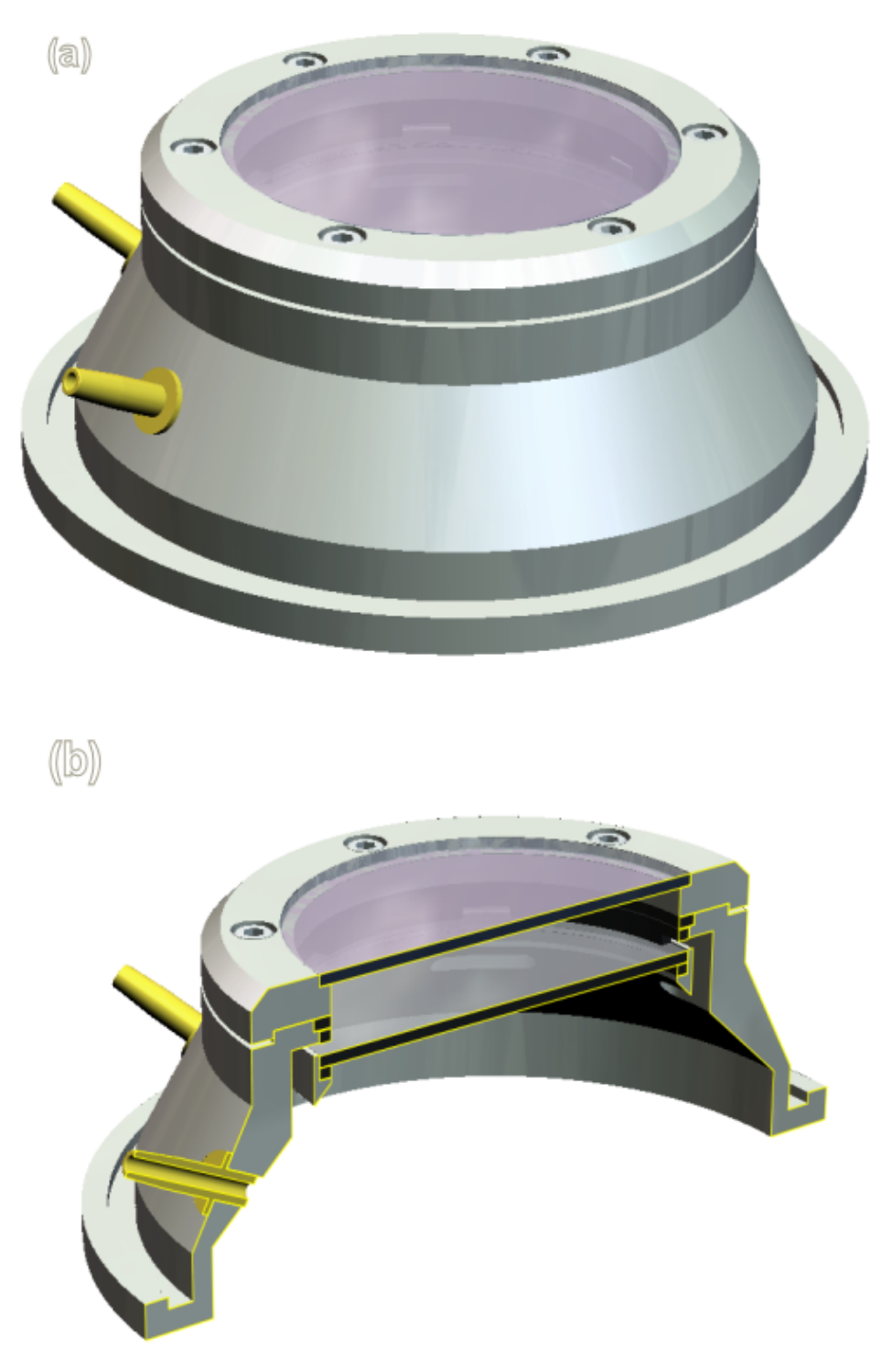(a)

(b)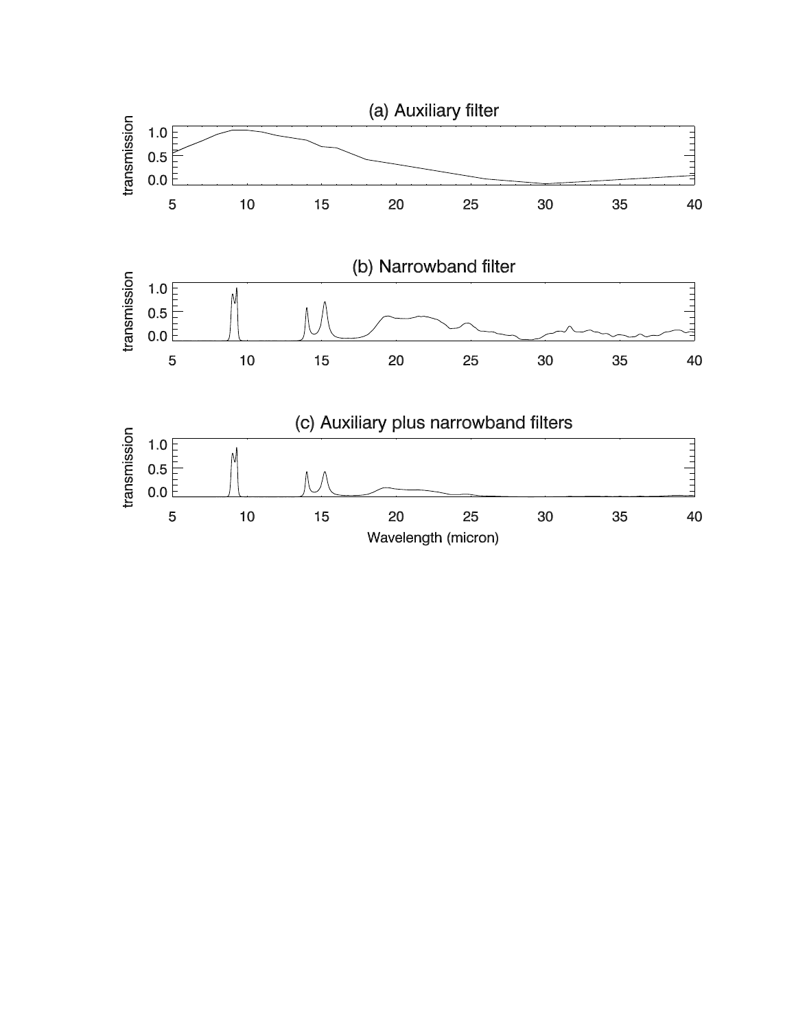(a) Auxiliary filter

(b) Narrowband filter

(c) Auxiliary plus narrowband filters

Wavelength (micron)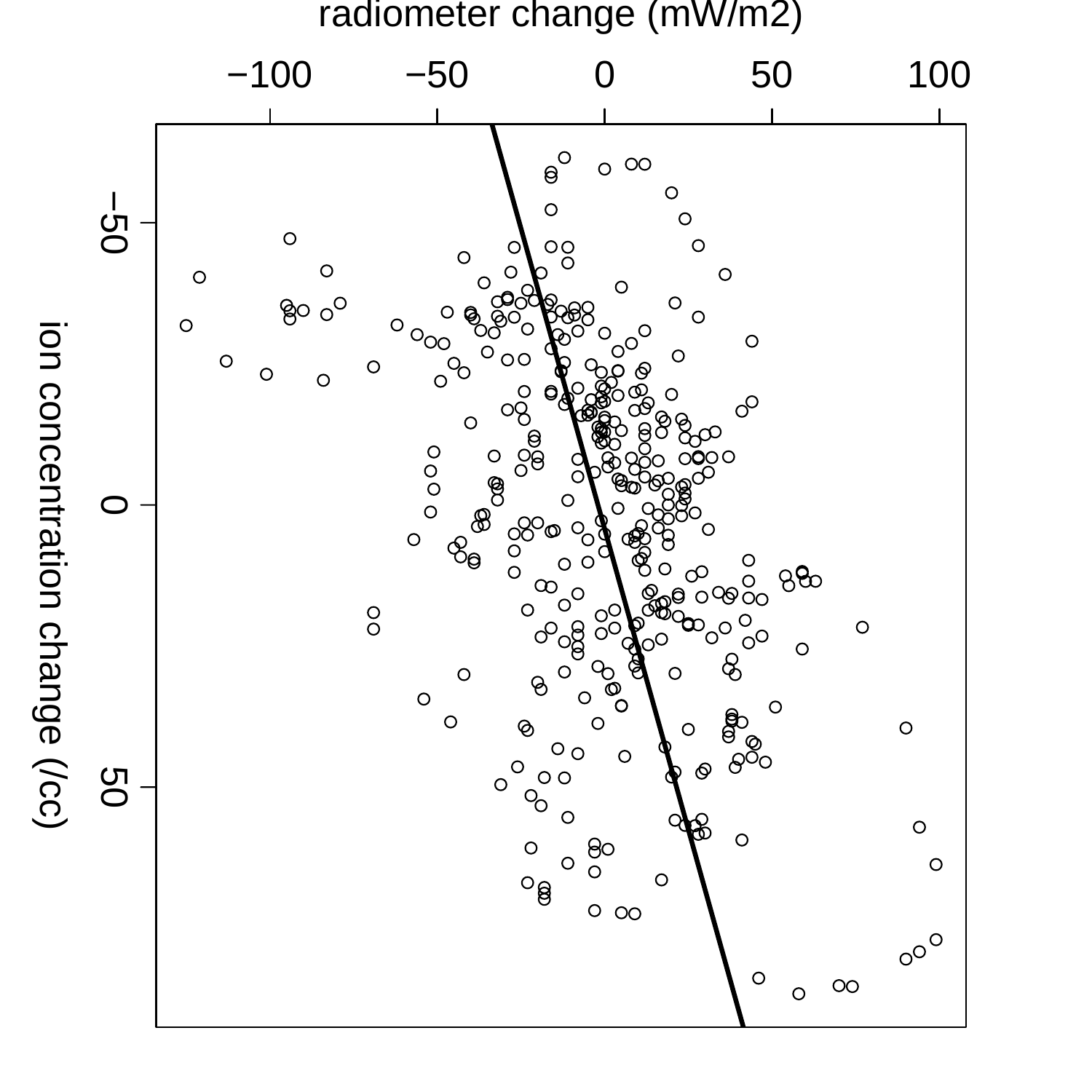radiometer change (mW/m2)

−100
−50
0
50
100

ion concentration change (/cc)

−50
0
50